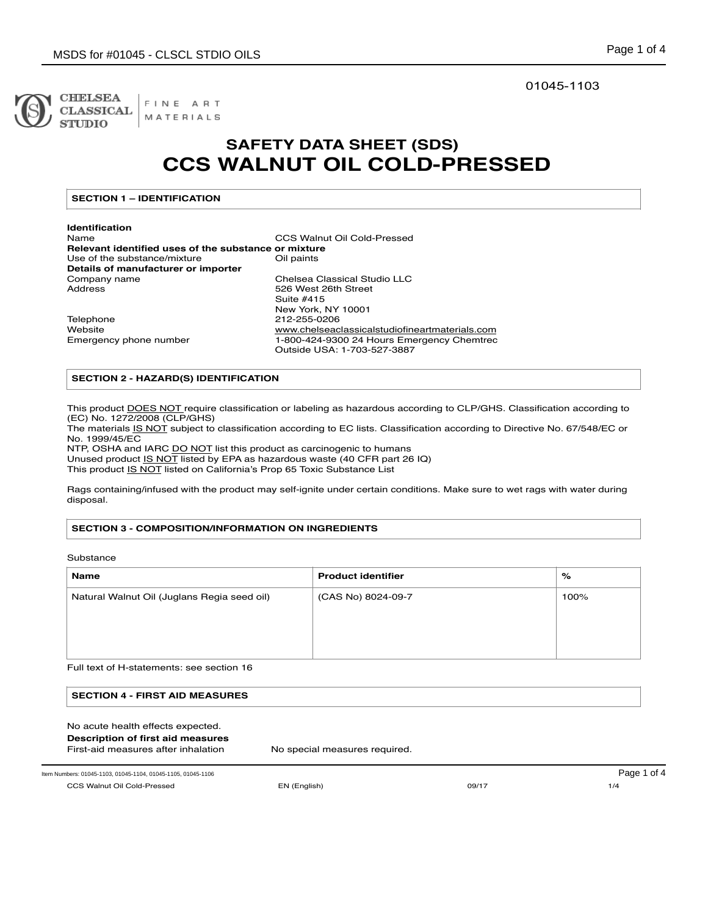01045-1103

CHELSEA CLASSICAL STUDIO | FINE ART MATERIALS

# SAFETY DATA SHEET (SDS)
# CCS WALNUT OIL COLD-PRESSED

## SECTION 1 – IDENTIFICATION

**Identification**

| | |
|---|---|
| Name | CCS Walnut Oil Cold-Pressed |
| **Relevant identified uses of the substance or mixture** | |
| Use of the substance/mixture | Oil paints |
| **Details of manufacturer or importer** | |
| Company name | Chelsea Classical Studio LLC |
| Address | 526 West 26th Street<br>Suite #415<br>New York, NY 10001 |
| Telephone | 212-255-0206 |
| Website | www.chelseaclassicalstudiofineartmaterials.com |
| Emergency phone number | 1-800-424-9300 24 Hours Emergency Chemtrec<br>Outside USA: 1-703-527-3887 |

## SECTION 2 - HAZARD(S) IDENTIFICATION

This product DOES NOT require classification or labeling as hazardous according to CLP/GHS. Classification according to (EC) No. 1272/2008 (CLP/GHS)
The materials IS NOT subject to classification according to EC lists. Classification according to Directive No. 67/548/EC or No. 1999/45/EC
NTP, OSHA and IARC DO NOT list this product as carcinogenic to humans
Unused product IS NOT listed by EPA as hazardous waste (40 CFR part 26 IQ)
This product IS NOT listed on California's Prop 65 Toxic Substance List

Rags containing/infused with the product may self-ignite under certain conditions. Make sure to wet rags with water during disposal.

## SECTION 3 - COMPOSITION/INFORMATION ON INGREDIENTS

Substance

| Name | Product identifier | % |
|---|---|---|
| Natural Walnut Oil (Juglans Regia seed oil) | (CAS No) 8024-09-7 | 100% |

Full text of H-statements: see section 16

## SECTION 4 - FIRST AID MEASURES

No acute health effects expected.

**Description of first aid measures**

First-aid measures after inhalation — No special measures required.

Item Numbers: 01045-1103, 01045-1104, 01045-1105, 01045-1106

CCS Walnut Oil Cold-Pressed — EN (English) — 09/17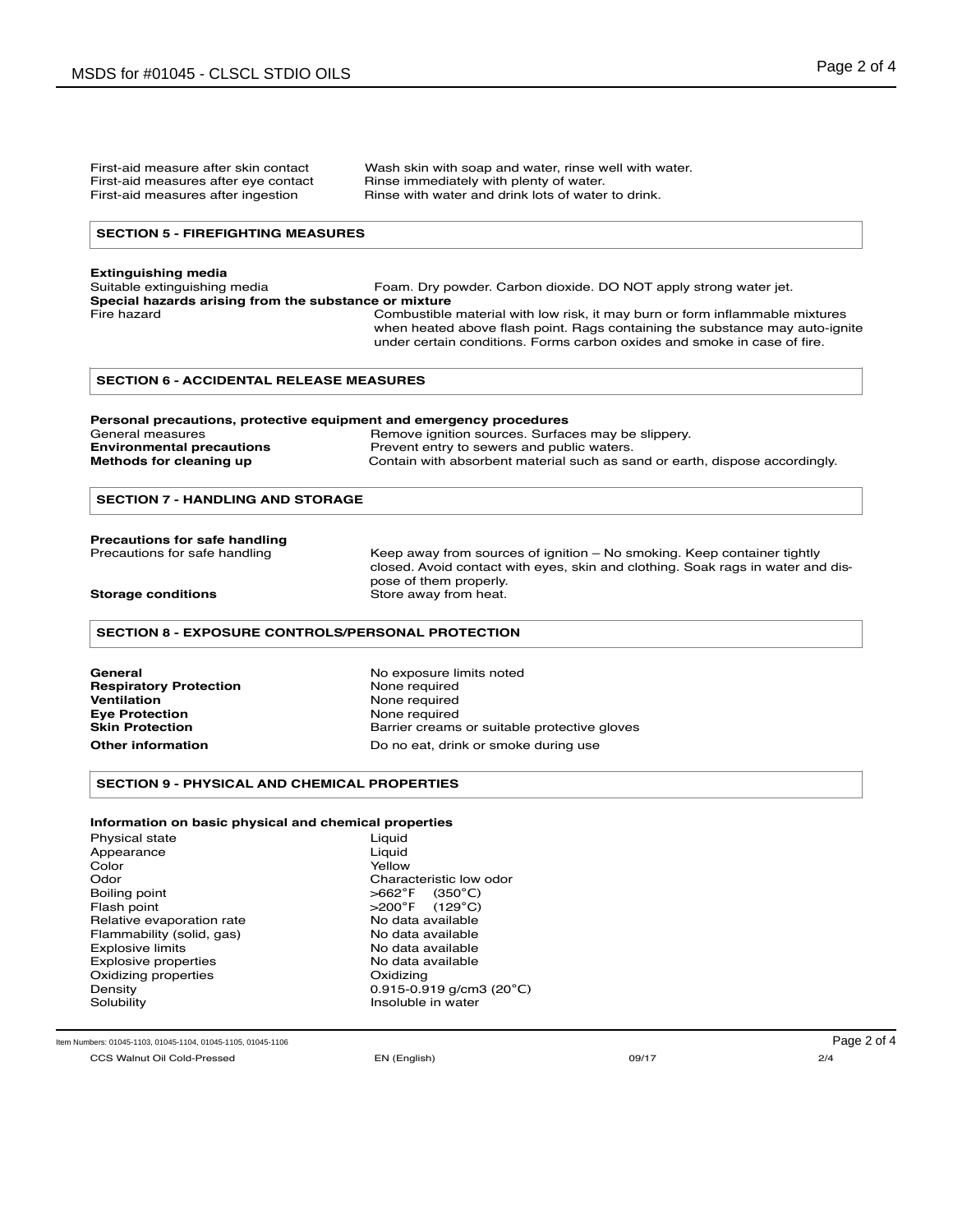| | |
|---|---|
| First-aid measure after skin contact | Wash skin with soap and water, rinse well with water. |
| First-aid measures after eye contact | Rinse immediately with plenty of water. |
| First-aid measures after ingestion | Rinse with water and drink lots of water to drink. |

## SECTION 5 - FIREFIGHTING MEASURES

**Extinguishing media**

| | |
|---|---|
| Suitable extinguishing media | Foam. Dry powder. Carbon dioxide. DO NOT apply strong water jet. |

**Special hazards arising from the substance or mixture**

| | |
|---|---|
| Fire hazard | Combustible material with low risk, it may burn or form inflammable mixtures when heated above flash point. Rags containing the substance may auto-ignite under certain conditions. Forms carbon oxides and smoke in case of fire. |

## SECTION 6 - ACCIDENTAL RELEASE MEASURES

**Personal precautions, protective equipment and emergency procedures**

| | |
|---|---|
| General measures | Remove ignition sources. Surfaces may be slippery. |
| **Environmental precautions** | Prevent entry to sewers and public waters. |
| **Methods for cleaning up** | Contain with absorbent material such as sand or earth, dispose accordingly. |

## SECTION 7 - HANDLING AND STORAGE

**Precautions for safe handling**

| | |
|---|---|
| Precautions for safe handling | Keep away from sources of ignition – No smoking. Keep container tightly closed. Avoid contact with eyes, skin and clothing. Soak rags in water and dispose of them properly. |
| **Storage conditions** | Store away from heat. |

## SECTION 8 - EXPOSURE CONTROLS/PERSONAL PROTECTION

| | |
|---|---|
| **General** | No exposure limits noted |
| **Respiratory Protection** | None required |
| **Ventilation** | None required |
| **Eye Protection** | None required |
| **Skin Protection** | Barrier creams or suitable protective gloves |
| **Other information** | Do no eat, drink or smoke during use |

## SECTION 9 - PHYSICAL AND CHEMICAL PROPERTIES

**Information on basic physical and chemical properties**

| | |
|---|---|
| Physical state | Liquid |
| Appearance | Liquid |
| Color | Yellow |
| Odor | Characteristic low odor |
| Boiling point | >662°F (350°C) |
| Flash point | >200°F (129°C) |
| Relative evaporation rate | No data available |
| Flammability (solid, gas) | No data available |
| Explosive limits | No data available |
| Explosive properties | No data available |
| Oxidizing properties | Oxidizing |
| Density | 0.915-0.919 g/cm3 (20°C) |
| Solubility | Insoluble in water |

Item Numbers: 01045-1103, 01045-1104, 01045-1105, 01045-1106

CCS Walnut Oil Cold-Pressed EN (English) 09/17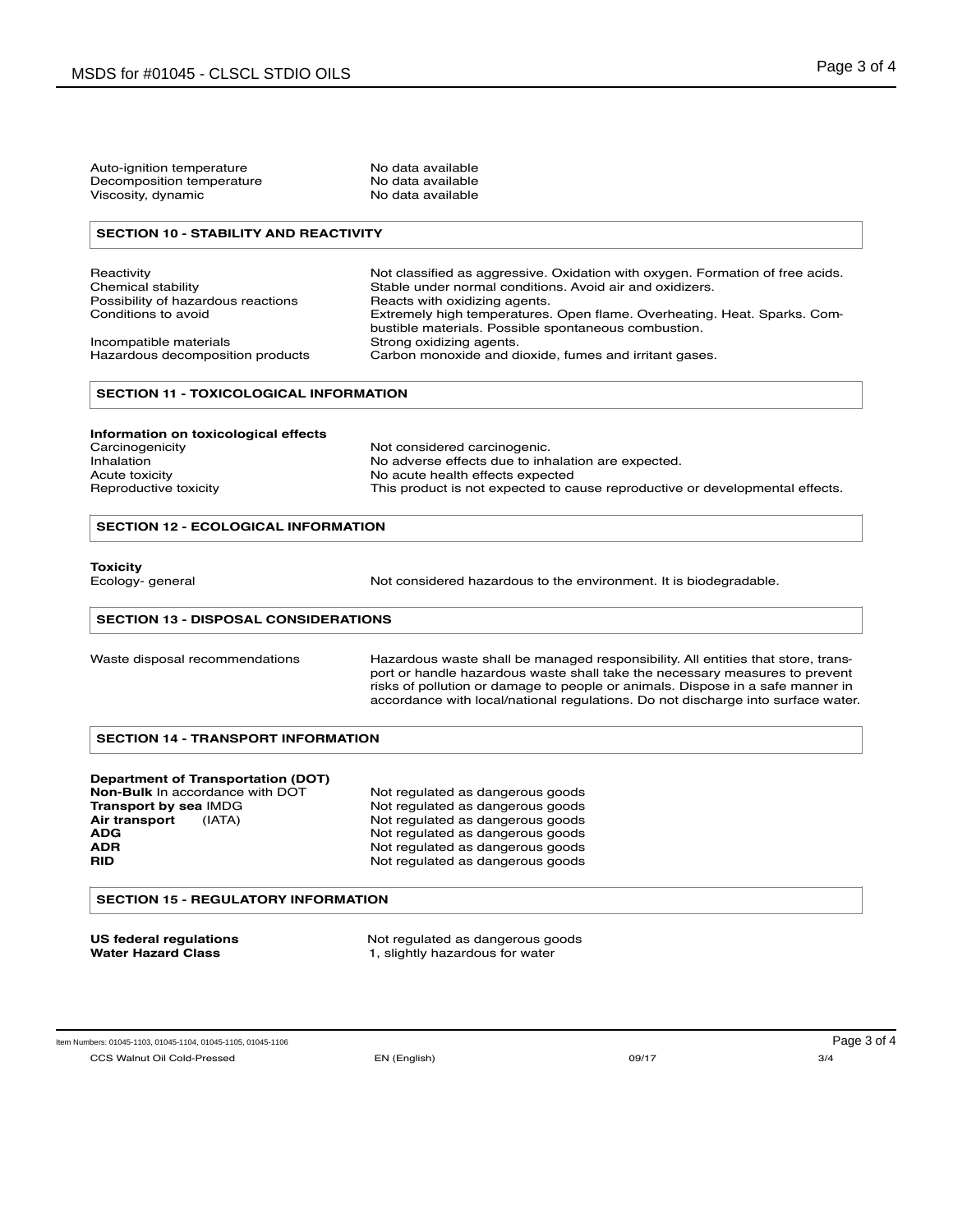| | |
|---|---|
| Auto-ignition temperature | No data available |
| Decomposition temperature | No data available |
| Viscosity, dynamic | No data available |

## SECTION 10 - STABILITY AND REACTIVITY

| | |
|---|---|
| Reactivity | Not classified as aggressive. Oxidation with oxygen. Formation of free acids. |
| Chemical stability | Stable under normal conditions. Avoid air and oxidizers. |
| Possibility of hazardous reactions | Reacts with oxidizing agents. |
| Conditions to avoid | Extremely high temperatures. Open flame. Overheating. Heat. Sparks. Combustible materials. Possible spontaneous combustion. |
| Incompatible materials | Strong oxidizing agents. |
| Hazardous decomposition products | Carbon monoxide and dioxide, fumes and irritant gases. |

## SECTION 11 - TOXICOLOGICAL INFORMATION

**Information on toxicological effects**

| | |
|---|---|
| Carcinogenicity | Not considered carcinogenic. |
| Inhalation | No adverse effects due to inhalation are expected. |
| Acute toxicity | No acute health effects expected |
| Reproductive toxicity | This product is not expected to cause reproductive or developmental effects. |

## SECTION 12 - ECOLOGICAL INFORMATION

**Toxicity**

| | |
|---|---|
| Ecology- general | Not considered hazardous to the environment. It is biodegradable. |

## SECTION 13 - DISPOSAL CONSIDERATIONS

| | |
|---|---|
| Waste disposal recommendations | Hazardous waste shall be managed responsibility. All entities that store, transport or handle hazardous waste shall take the necessary measures to prevent risks of pollution or damage to people or animals. Dispose in a safe manner in accordance with local/national regulations. Do not discharge into surface water. |

## SECTION 14 - TRANSPORT INFORMATION

**Department of Transportation (DOT)**

| | |
|---|---|
| **Non-Bulk** In accordance with DOT | Not regulated as dangerous goods |
| **Transport by sea** IMDG | Not regulated as dangerous goods |
| **Air transport** (IATA) | Not regulated as dangerous goods |
| **ADG** | Not regulated as dangerous goods |
| **ADR** | Not regulated as dangerous goods |
| **RID** | Not regulated as dangerous goods |

## SECTION 15 - REGULATORY INFORMATION

| | |
|---|---|
| **US federal regulations** | Not regulated as dangerous goods |
| **Water Hazard Class** | 1, slightly hazardous for water |

Item Numbers: 01045-1103, 01045-1104, 01045-1105, 01045-1106

CCS Walnut Oil Cold-Pressed    EN (English)    09/17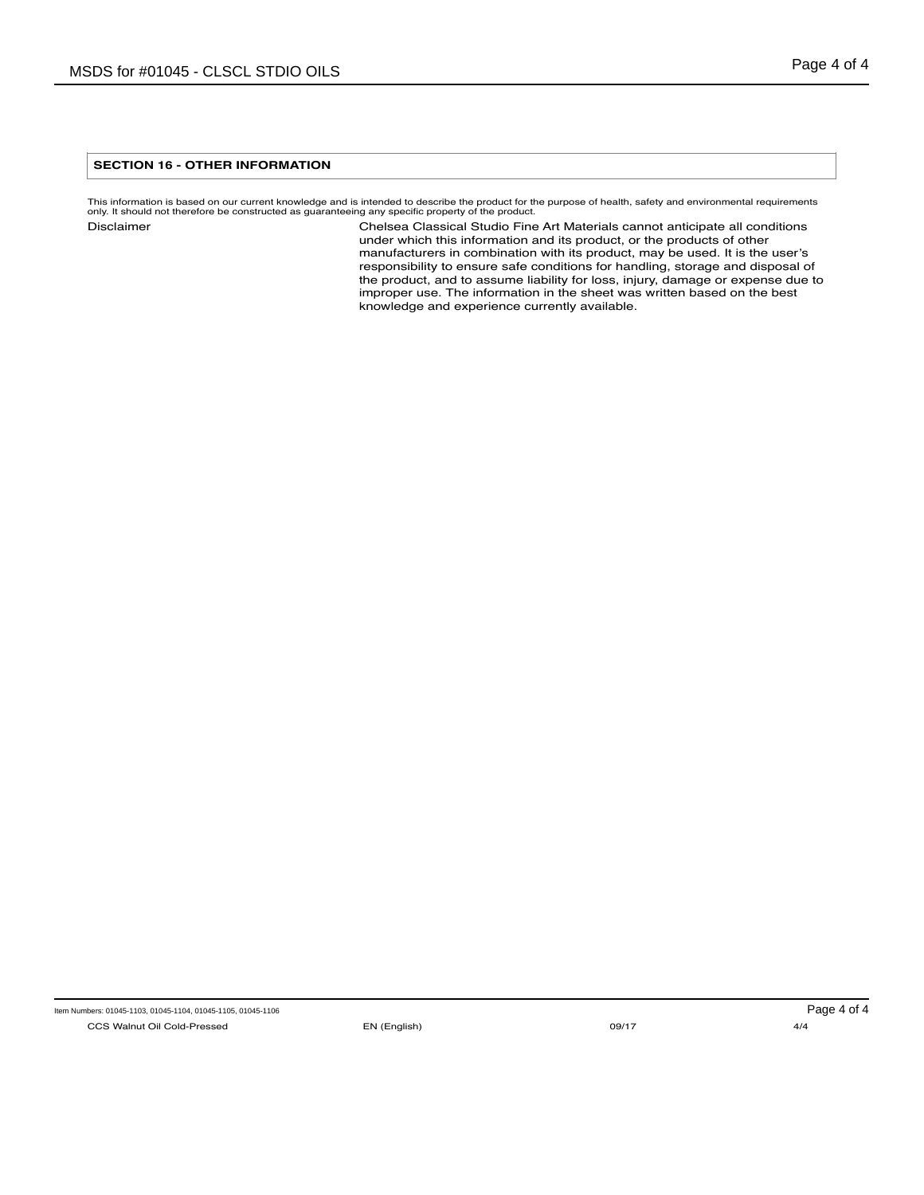## SECTION 16 - OTHER INFORMATION

This information is based on our current knowledge and is intended to describe the product for the purpose of health, safety and environmental requirements only. It should not therefore be constructed as guaranteeing any specific property of the product.

| | |
|---|---|
| Disclaimer | Chelsea Classical Studio Fine Art Materials cannot anticipate all conditions under which this information and its product, or the products of other manufacturers in combination with its product, may be used. It is the user's responsibility to ensure safe conditions for handling, storage and disposal of the product, and to assume liability for loss, injury, damage or expense due to improper use. The information in the sheet was written based on the best knowledge and experience currently available. |